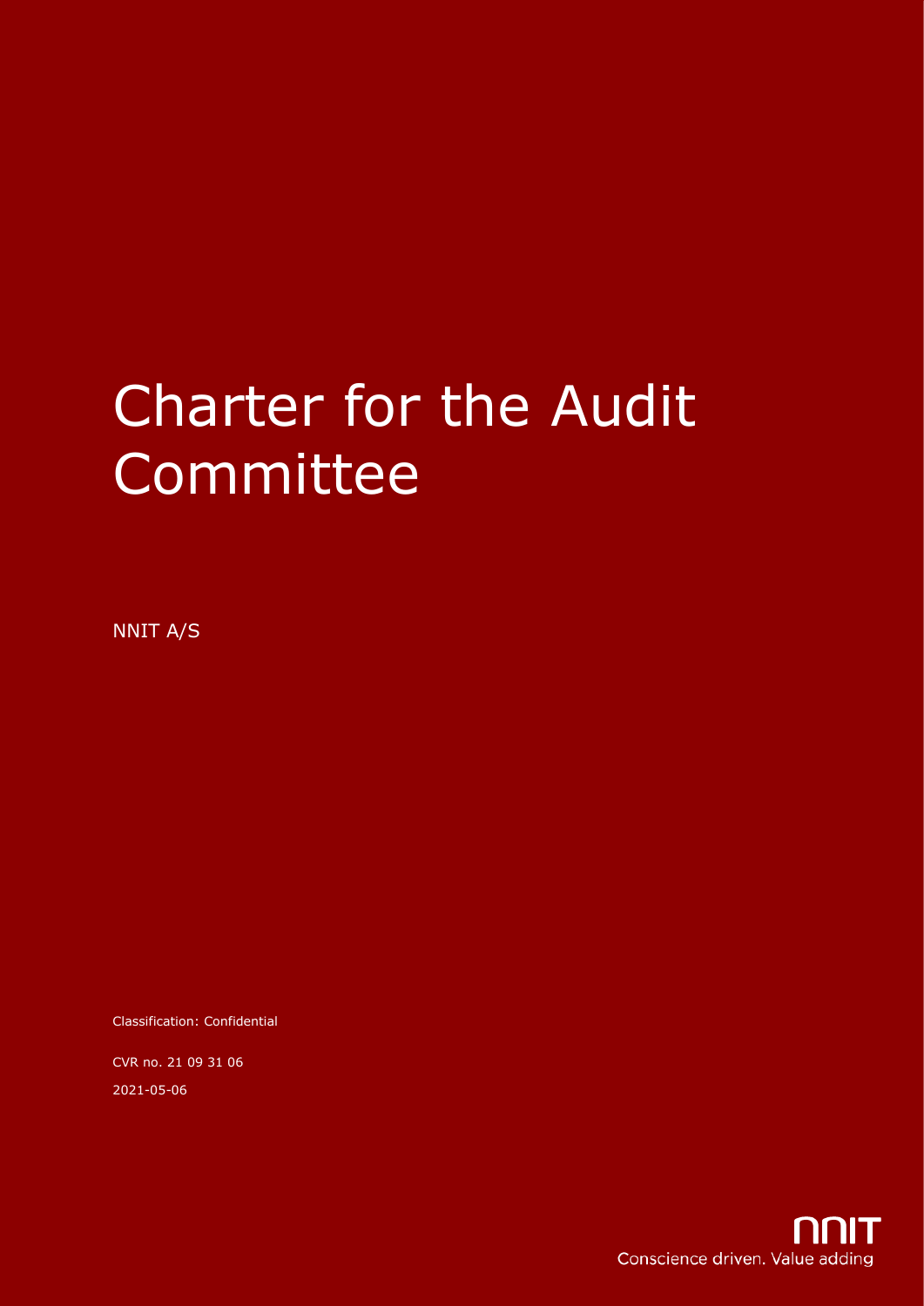# Charter for the Audit Committee

NNIT A/S

Classification: Confidential

CVR no. 21 09 31 06

2021-05-06

NNIT

Conscience driven. Value adding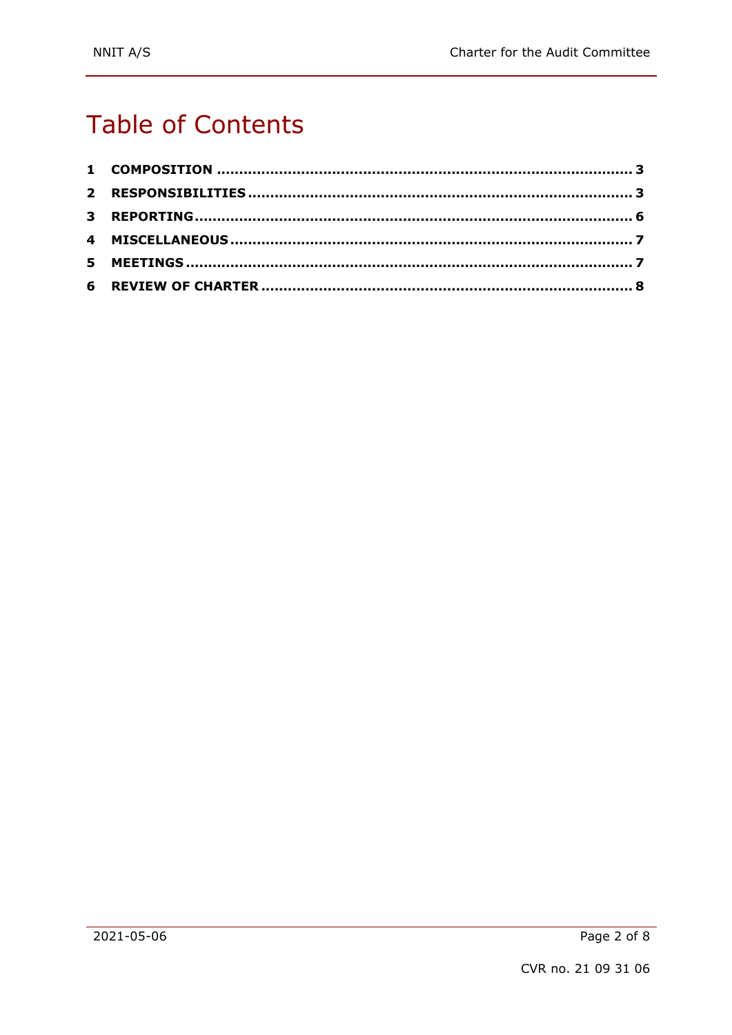# Table of Contents

1 COMPOSITION ........................................................................................... 3
2 RESPONSIBILITIES .................................................................................... 3
3 REPORTING ................................................................................................ 6
4 MISCELLANEOUS ........................................................................................ 7
5 MEETINGS .................................................................................................. 7
6 REVIEW OF CHARTER .................................................................................. 8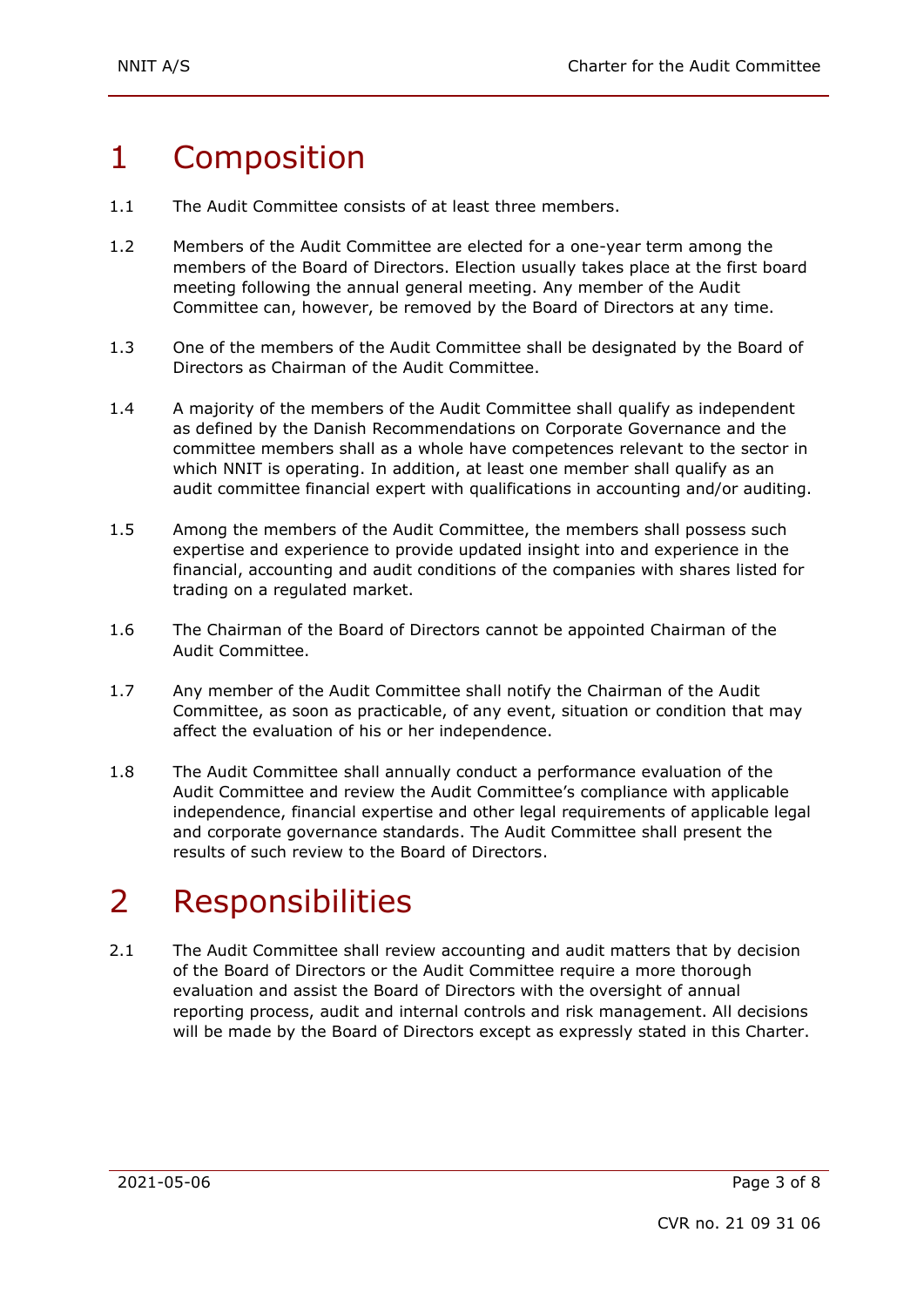# 1 Composition

1.1 The Audit Committee consists of at least three members.

1.2 Members of the Audit Committee are elected for a one-year term among the members of the Board of Directors. Election usually takes place at the first board meeting following the annual general meeting. Any member of the Audit Committee can, however, be removed by the Board of Directors at any time.

1.3 One of the members of the Audit Committee shall be designated by the Board of Directors as Chairman of the Audit Committee.

1.4 A majority of the members of the Audit Committee shall qualify as independent as defined by the Danish Recommendations on Corporate Governance and the committee members shall as a whole have competences relevant to the sector in which NNIT is operating. In addition, at least one member shall qualify as an audit committee financial expert with qualifications in accounting and/or auditing.

1.5 Among the members of the Audit Committee, the members shall possess such expertise and experience to provide updated insight into and experience in the financial, accounting and audit conditions of the companies with shares listed for trading on a regulated market.

1.6 The Chairman of the Board of Directors cannot be appointed Chairman of the Audit Committee.

1.7 Any member of the Audit Committee shall notify the Chairman of the Audit Committee, as soon as practicable, of any event, situation or condition that may affect the evaluation of his or her independence.

1.8 The Audit Committee shall annually conduct a performance evaluation of the Audit Committee and review the Audit Committee's compliance with applicable independence, financial expertise and other legal requirements of applicable legal and corporate governance standards. The Audit Committee shall present the results of such review to the Board of Directors.

# 2 Responsibilities

2.1 The Audit Committee shall review accounting and audit matters that by decision of the Board of Directors or the Audit Committee require a more thorough evaluation and assist the Board of Directors with the oversight of annual reporting process, audit and internal controls and risk management. All decisions will be made by the Board of Directors except as expressly stated in this Charter.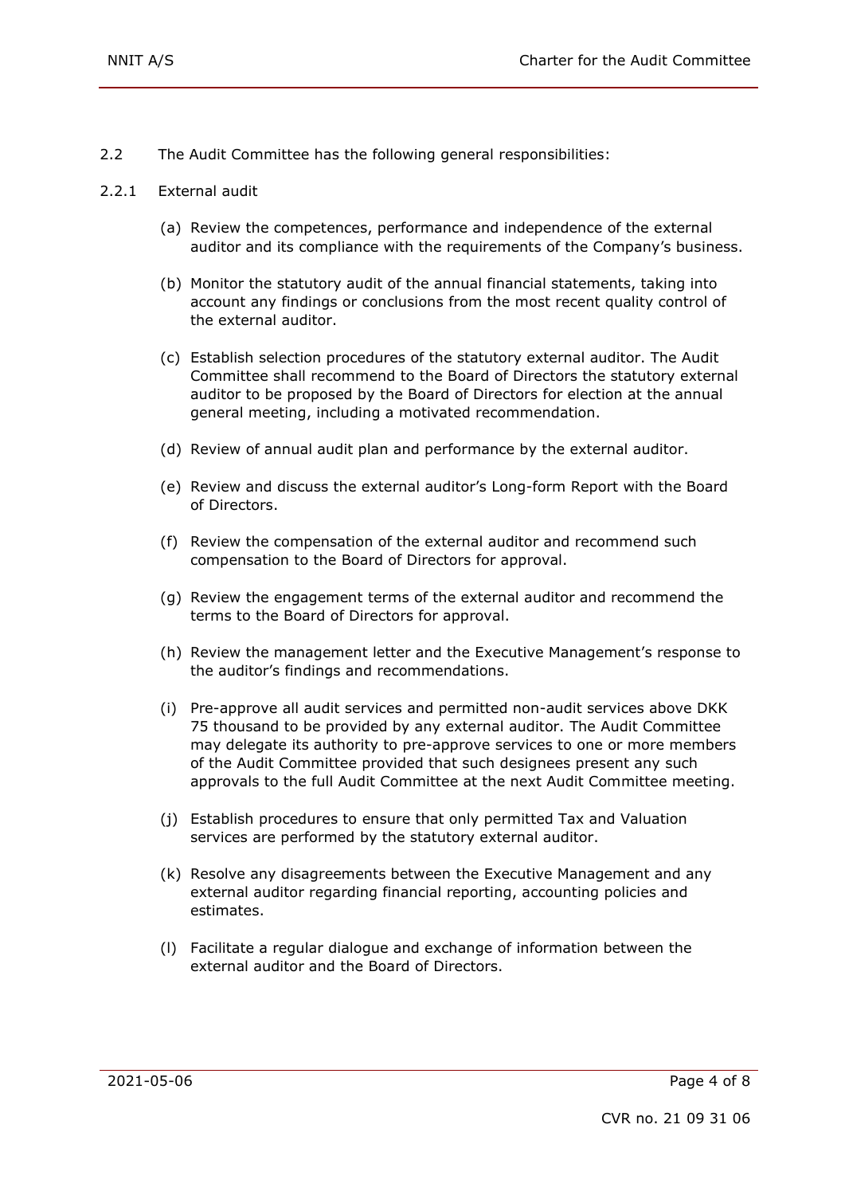2.2 The Audit Committee has the following general responsibilities:

2.2.1 External audit

(a) Review the competences, performance and independence of the external auditor and its compliance with the requirements of the Company's business.

(b) Monitor the statutory audit of the annual financial statements, taking into account any findings or conclusions from the most recent quality control of the external auditor.

(c) Establish selection procedures of the statutory external auditor. The Audit Committee shall recommend to the Board of Directors the statutory external auditor to be proposed by the Board of Directors for election at the annual general meeting, including a motivated recommendation.

(d) Review of annual audit plan and performance by the external auditor.

(e) Review and discuss the external auditor's Long-form Report with the Board of Directors.

(f) Review the compensation of the external auditor and recommend such compensation to the Board of Directors for approval.

(g) Review the engagement terms of the external auditor and recommend the terms to the Board of Directors for approval.

(h) Review the management letter and the Executive Management's response to the auditor's findings and recommendations.

(i) Pre-approve all audit services and permitted non-audit services above DKK 75 thousand to be provided by any external auditor. The Audit Committee may delegate its authority to pre-approve services to one or more members of the Audit Committee provided that such designees present any such approvals to the full Audit Committee at the next Audit Committee meeting.

(j) Establish procedures to ensure that only permitted Tax and Valuation services are performed by the statutory external auditor.

(k) Resolve any disagreements between the Executive Management and any external auditor regarding financial reporting, accounting policies and estimates.

(l) Facilitate a regular dialogue and exchange of information between the external auditor and the Board of Directors.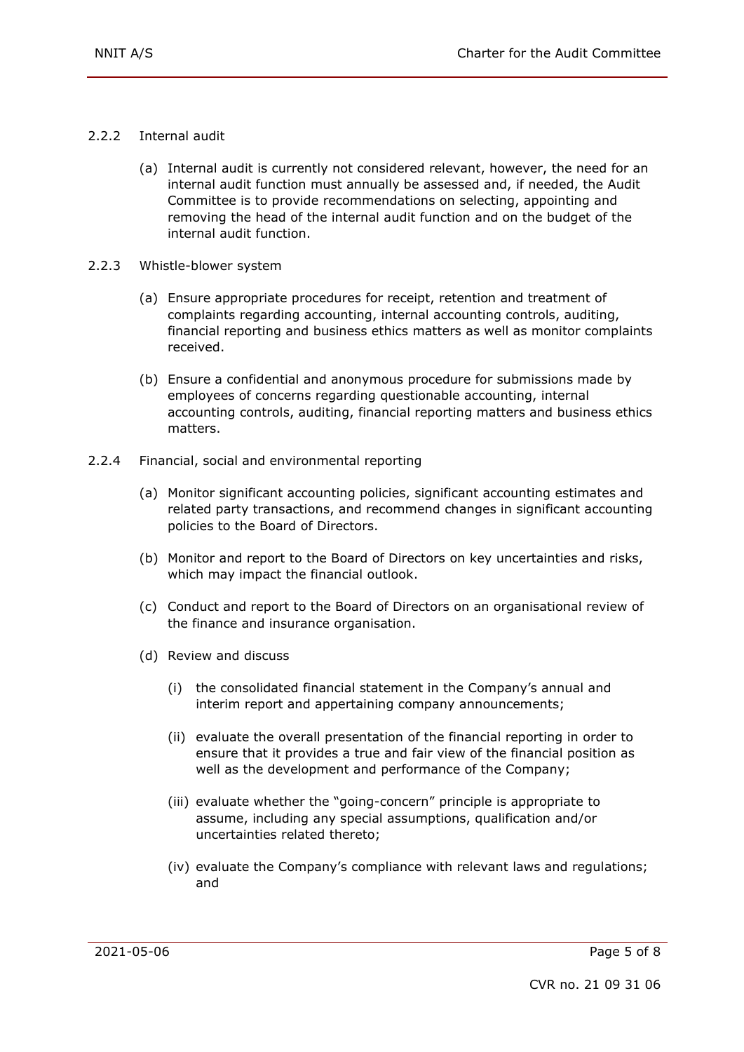#### 2.2.2 Internal audit

(a) Internal audit is currently not considered relevant, however, the need for an internal audit function must annually be assessed and, if needed, the Audit Committee is to provide recommendations on selecting, appointing and removing the head of the internal audit function and on the budget of the internal audit function.

#### 2.2.3 Whistle-blower system

(a) Ensure appropriate procedures for receipt, retention and treatment of complaints regarding accounting, internal accounting controls, auditing, financial reporting and business ethics matters as well as monitor complaints received.

(b) Ensure a confidential and anonymous procedure for submissions made by employees of concerns regarding questionable accounting, internal accounting controls, auditing, financial reporting matters and business ethics matters.

#### 2.2.4 Financial, social and environmental reporting

(a) Monitor significant accounting policies, significant accounting estimates and related party transactions, and recommend changes in significant accounting policies to the Board of Directors.

(b) Monitor and report to the Board of Directors on key uncertainties and risks, which may impact the financial outlook.

(c) Conduct and report to the Board of Directors on an organisational review of the finance and insurance organisation.

(d) Review and discuss

   (i) the consolidated financial statement in the Company's annual and interim report and appertaining company announcements;

   (ii) evaluate the overall presentation of the financial reporting in order to ensure that it provides a true and fair view of the financial position as well as the development and performance of the Company;

   (iii) evaluate whether the "going-concern" principle is appropriate to assume, including any special assumptions, qualification and/or uncertainties related thereto;

   (iv) evaluate the Company's compliance with relevant laws and regulations; and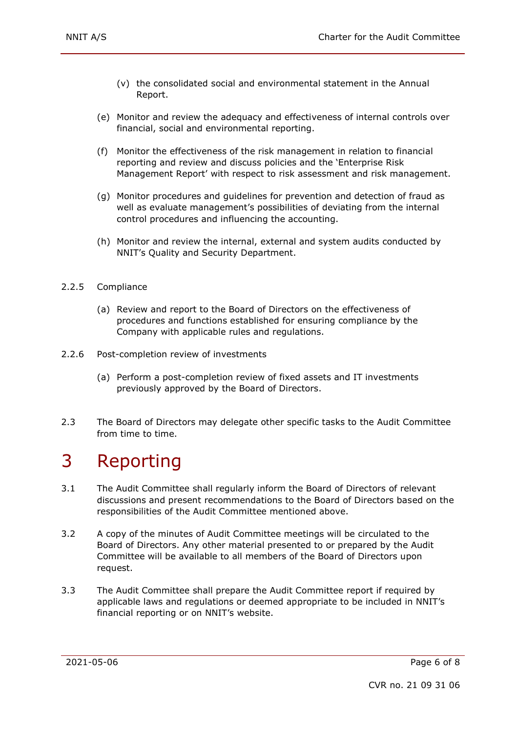(v) the consolidated social and environmental statement in the Annual Report.

(e) Monitor and review the adequacy and effectiveness of internal controls over financial, social and environmental reporting.

(f) Monitor the effectiveness of the risk management in relation to financial reporting and review and discuss policies and the 'Enterprise Risk Management Report' with respect to risk assessment and risk management.

(g) Monitor procedures and guidelines for prevention and detection of fraud as well as evaluate management's possibilities of deviating from the internal control procedures and influencing the accounting.

(h) Monitor and review the internal, external and system audits conducted by NNIT's Quality and Security Department.

2.2.5 Compliance

(a) Review and report to the Board of Directors on the effectiveness of procedures and functions established for ensuring compliance by the Company with applicable rules and regulations.

2.2.6 Post-completion review of investments

(a) Perform a post-completion review of fixed assets and IT investments previously approved by the Board of Directors.

2.3 The Board of Directors may delegate other specific tasks to the Audit Committee from time to time.

# 3 Reporting

3.1 The Audit Committee shall regularly inform the Board of Directors of relevant discussions and present recommendations to the Board of Directors based on the responsibilities of the Audit Committee mentioned above.

3.2 A copy of the minutes of Audit Committee meetings will be circulated to the Board of Directors. Any other material presented to or prepared by the Audit Committee will be available to all members of the Board of Directors upon request.

3.3 The Audit Committee shall prepare the Audit Committee report if required by applicable laws and regulations or deemed appropriate to be included in NNIT's financial reporting or on NNIT's website.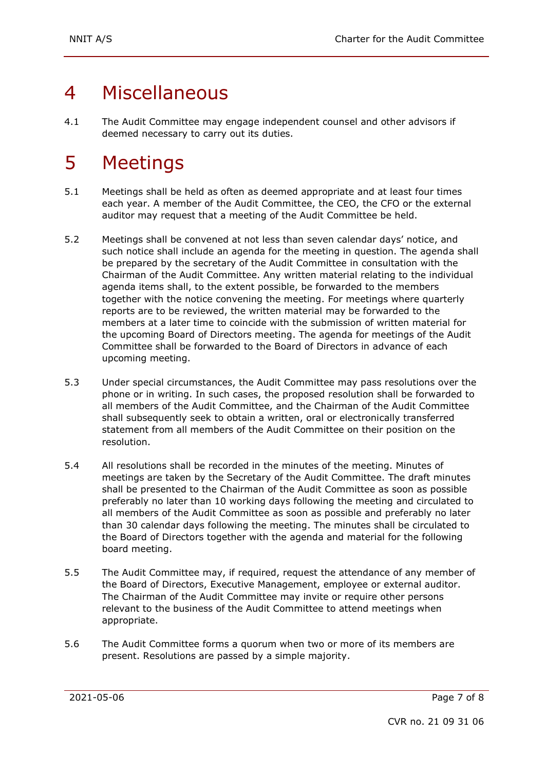# 4 Miscellaneous

4.1 The Audit Committee may engage independent counsel and other advisors if deemed necessary to carry out its duties.

# 5 Meetings

5.1 Meetings shall be held as often as deemed appropriate and at least four times each year. A member of the Audit Committee, the CEO, the CFO or the external auditor may request that a meeting of the Audit Committee be held.

5.2 Meetings shall be convened at not less than seven calendar days' notice, and such notice shall include an agenda for the meeting in question. The agenda shall be prepared by the secretary of the Audit Committee in consultation with the Chairman of the Audit Committee. Any written material relating to the individual agenda items shall, to the extent possible, be forwarded to the members together with the notice convening the meeting. For meetings where quarterly reports are to be reviewed, the written material may be forwarded to the members at a later time to coincide with the submission of written material for the upcoming Board of Directors meeting. The agenda for meetings of the Audit Committee shall be forwarded to the Board of Directors in advance of each upcoming meeting.

5.3 Under special circumstances, the Audit Committee may pass resolutions over the phone or in writing. In such cases, the proposed resolution shall be forwarded to all members of the Audit Committee, and the Chairman of the Audit Committee shall subsequently seek to obtain a written, oral or electronically transferred statement from all members of the Audit Committee on their position on the resolution.

5.4 All resolutions shall be recorded in the minutes of the meeting. Minutes of meetings are taken by the Secretary of the Audit Committee. The draft minutes shall be presented to the Chairman of the Audit Committee as soon as possible preferably no later than 10 working days following the meeting and circulated to all members of the Audit Committee as soon as possible and preferably no later than 30 calendar days following the meeting. The minutes shall be circulated to the Board of Directors together with the agenda and material for the following board meeting.

5.5 The Audit Committee may, if required, request the attendance of any member of the Board of Directors, Executive Management, employee or external auditor. The Chairman of the Audit Committee may invite or require other persons relevant to the business of the Audit Committee to attend meetings when appropriate.

5.6 The Audit Committee forms a quorum when two or more of its members are present. Resolutions are passed by a simple majority.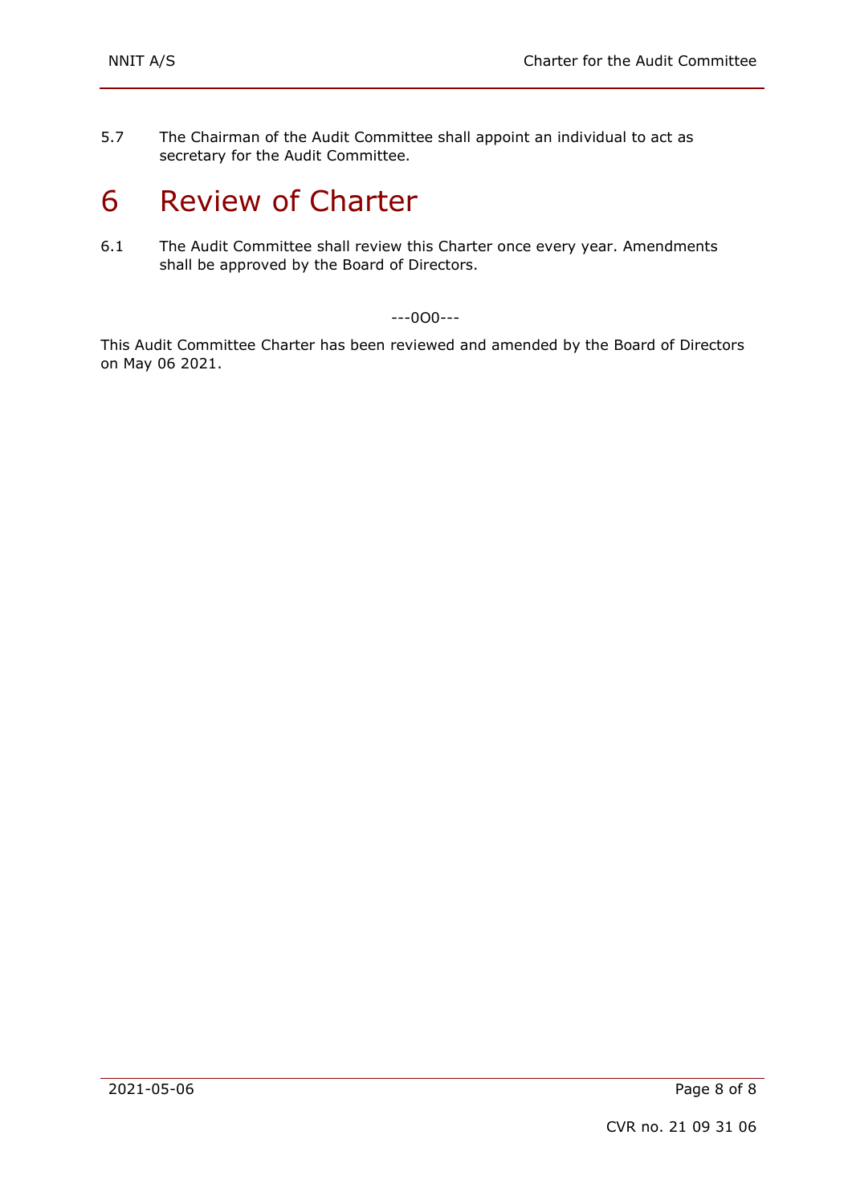5.7 The Chairman of the Audit Committee shall appoint an individual to act as secretary for the Audit Committee.

# 6 Review of Charter

6.1 The Audit Committee shall review this Charter once every year. Amendments shall be approved by the Board of Directors.

---0O0---

This Audit Committee Charter has been reviewed and amended by the Board of Directors on May 06 2021.

CVR no. 21 09 31 06